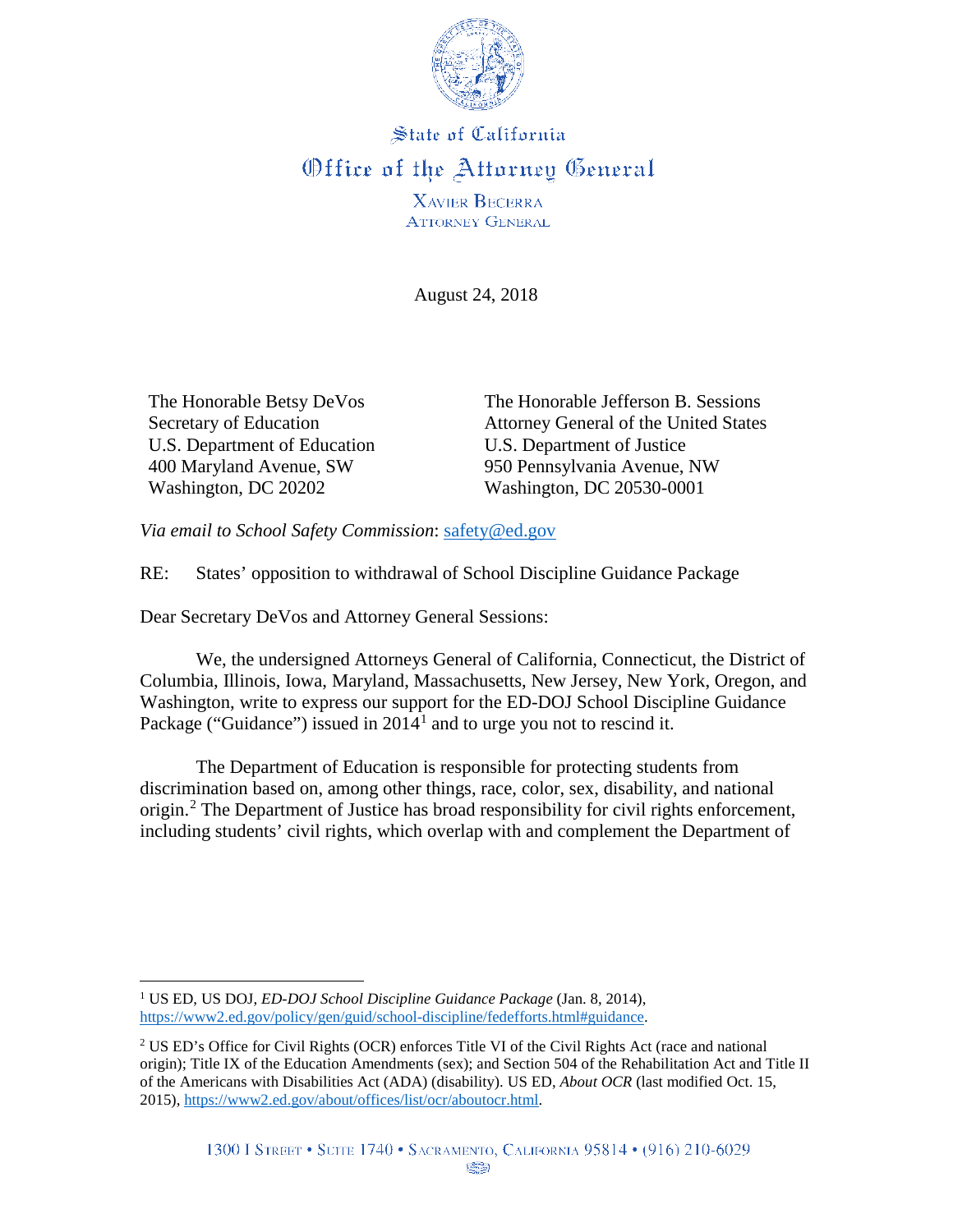State of California
Office of the Attorney General

XAVIER BECERRA
ATTORNEY GENERAL

August 24, 2018

The Honorable Betsy DeVos
Secretary of Education
U.S. Department of Education
400 Maryland Avenue, SW
Washington, DC 20202

The Honorable Jefferson B. Sessions
Attorney General of the United States
U.S. Department of Justice
950 Pennsylvania Avenue, NW
Washington, DC 20530-0001

*Via email to School Safety Commission*: safety@ed.gov

RE: States' opposition to withdrawal of School Discipline Guidance Package

Dear Secretary DeVos and Attorney General Sessions:

We, the undersigned Attorneys General of California, Connecticut, the District of Columbia, Illinois, Iowa, Maryland, Massachusetts, New Jersey, New York, Oregon, and Washington, write to express our support for the ED-DOJ School Discipline Guidance Package ("Guidance") issued in 2014[1] and to urge you not to rescind it.

The Department of Education is responsible for protecting students from discrimination based on, among other things, race, color, sex, disability, and national origin.[2] The Department of Justice has broad responsibility for civil rights enforcement, including students' civil rights, which overlap with and complement the Department of

---

[1] US ED, US DOJ, *ED-DOJ School Discipline Guidance Package* (Jan. 8, 2014), https://www2.ed.gov/policy/gen/guid/school-discipline/fedefforts.html#guidance.

[2] US ED's Office for Civil Rights (OCR) enforces Title VI of the Civil Rights Act (race and national origin); Title IX of the Education Amendments (sex); and Section 504 of the Rehabilitation Act and Title II of the Americans with Disabilities Act (ADA) (disability). US ED, *About OCR* (last modified Oct. 15, 2015), https://www2.ed.gov/about/offices/list/ocr/aboutocr.html.

1300 I STREET • SUITE 1740 • SACRAMENTO, CALIFORNIA 95814 • (916) 210-6029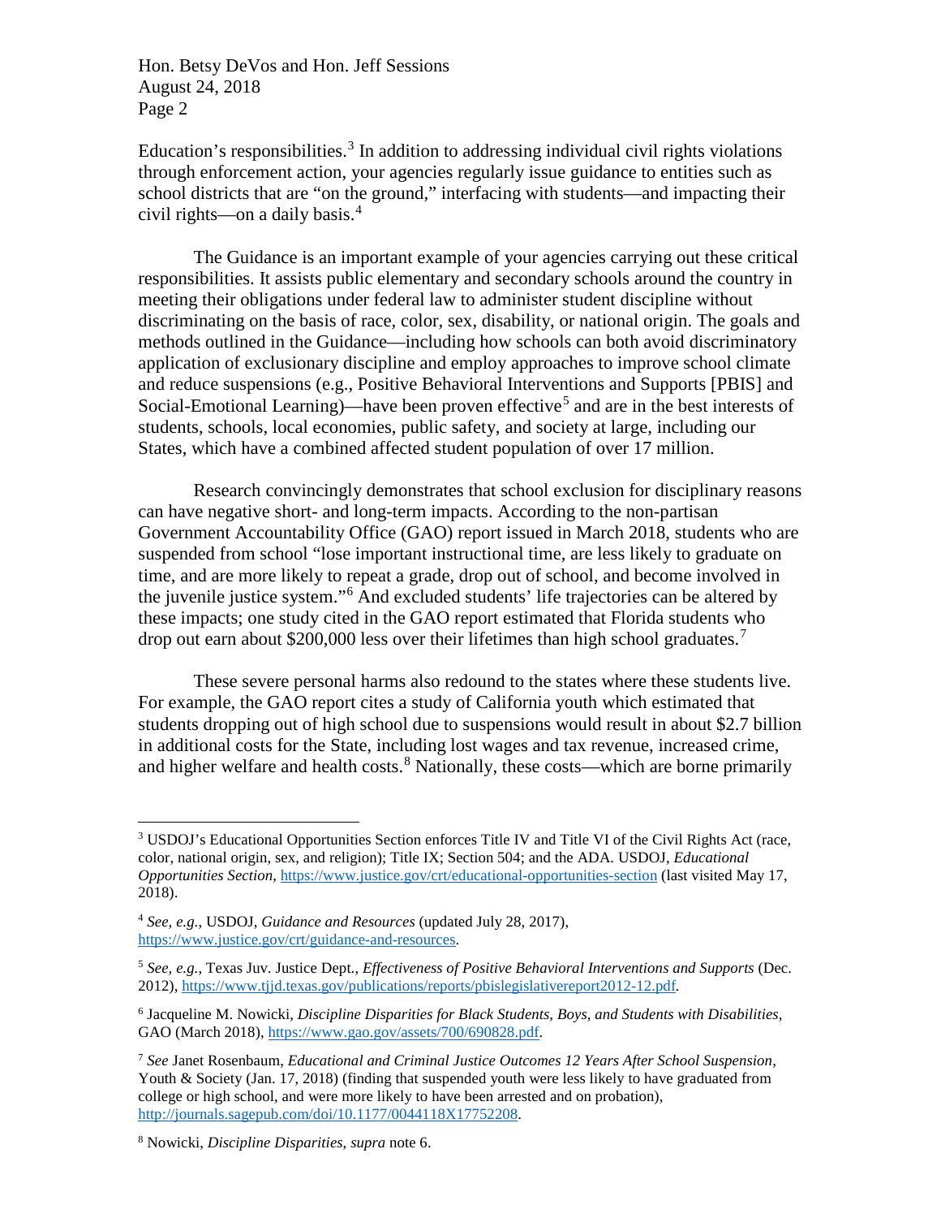Education's responsibilities.[3] In addition to addressing individual civil rights violations through enforcement action, your agencies regularly issue guidance to entities such as school districts that are "on the ground," interfacing with students—and impacting their civil rights—on a daily basis.[4]

The Guidance is an important example of your agencies carrying out these critical responsibilities. It assists public elementary and secondary schools around the country in meeting their obligations under federal law to administer student discipline without discriminating on the basis of race, color, sex, disability, or national origin. The goals and methods outlined in the Guidance—including how schools can both avoid discriminatory application of exclusionary discipline and employ approaches to improve school climate and reduce suspensions (e.g., Positive Behavioral Interventions and Supports [PBIS] and Social-Emotional Learning)—have been proven effective[5] and are in the best interests of students, schools, local economies, public safety, and society at large, including our States, which have a combined affected student population of over 17 million.

Research convincingly demonstrates that school exclusion for disciplinary reasons can have negative short- and long-term impacts. According to the non-partisan Government Accountability Office (GAO) report issued in March 2018, students who are suspended from school "lose important instructional time, are less likely to graduate on time, and are more likely to repeat a grade, drop out of school, and become involved in the juvenile justice system."[6] And excluded students' life trajectories can be altered by these impacts; one study cited in the GAO report estimated that Florida students who drop out earn about $200,000 less over their lifetimes than high school graduates.[7]

These severe personal harms also redound to the states where these students live. For example, the GAO report cites a study of California youth which estimated that students dropping out of high school due to suspensions would result in about $2.7 billion in additional costs for the State, including lost wages and tax revenue, increased crime, and higher welfare and health costs.[8] Nationally, these costs—which are borne primarily

---

[3] USDOJ's Educational Opportunities Section enforces Title IV and Title VI of the Civil Rights Act (race, color, national origin, sex, and religion); Title IX; Section 504; and the ADA. USDOJ, *Educational Opportunities Section*, https://www.justice.gov/crt/educational-opportunities-section (last visited May 17, 2018).

[4] *See, e.g.*, USDOJ, *Guidance and Resources* (updated July 28, 2017), https://www.justice.gov/crt/guidance-and-resources.

[5] *See, e.g.*, Texas Juv. Justice Dept., *Effectiveness of Positive Behavioral Interventions and Supports* (Dec. 2012), https://www.tjjd.texas.gov/publications/reports/pbislegislativereport2012-12.pdf.

[6] Jacqueline M. Nowicki, *Discipline Disparities for Black Students, Boys, and Students with Disabilities*, GAO (March 2018), https://www.gao.gov/assets/700/690828.pdf.

[7] *See* Janet Rosenbaum, *Educational and Criminal Justice Outcomes 12 Years After School Suspension*, Youth & Society (Jan. 17, 2018) (finding that suspended youth were less likely to have graduated from college or high school, and were more likely to have been arrested and on probation), http://journals.sagepub.com/doi/10.1177/0044118X17752208.

[8] Nowicki, *Discipline Disparities*, *supra* note 6.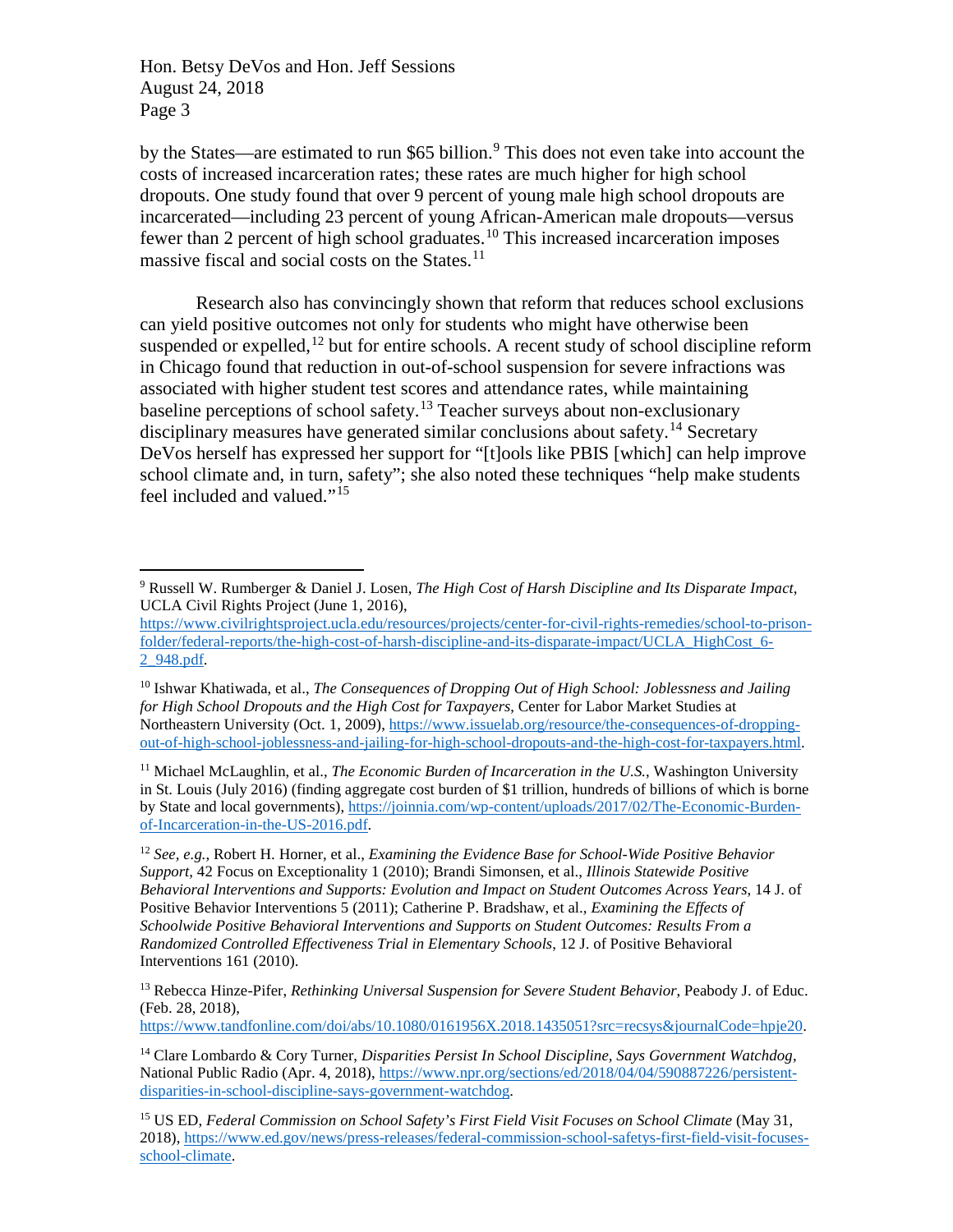by the States—are estimated to run $65 billion.[9] This does not even take into account the costs of increased incarceration rates; these rates are much higher for high school dropouts. One study found that over 9 percent of young male high school dropouts are incarcerated—including 23 percent of young African-American male dropouts—versus fewer than 2 percent of high school graduates.[10] This increased incarceration imposes massive fiscal and social costs on the States.[11]

Research also has convincingly shown that reform that reduces school exclusions can yield positive outcomes not only for students who might have otherwise been suspended or expelled,[12] but for entire schools. A recent study of school discipline reform in Chicago found that reduction in out-of-school suspension for severe infractions was associated with higher student test scores and attendance rates, while maintaining baseline perceptions of school safety.[13] Teacher surveys about non-exclusionary disciplinary measures have generated similar conclusions about safety.[14] Secretary DeVos herself has expressed her support for "[t]ools like PBIS [which] can help improve school climate and, in turn, safety"; she also noted these techniques "help make students feel included and valued."[15]

---

[9] Russell W. Rumberger & Daniel J. Losen, *The High Cost of Harsh Discipline and Its Disparate Impact*, UCLA Civil Rights Project (June 1, 2016), https://www.civilrightsproject.ucla.edu/resources/projects/center-for-civil-rights-remedies/school-to-prison-folder/federal-reports/the-high-cost-of-harsh-discipline-and-its-disparate-impact/UCLA_HighCost_6-2_948.pdf.

[10] Ishwar Khatiwada, et al., *The Consequences of Dropping Out of High School: Joblessness and Jailing for High School Dropouts and the High Cost for Taxpayers*, Center for Labor Market Studies at Northeastern University (Oct. 1, 2009), https://www.issuelab.org/resource/the-consequences-of-dropping-out-of-high-school-joblessness-and-jailing-for-high-school-dropouts-and-the-high-cost-for-taxpayers.html.

[11] Michael McLaughlin, et al., *The Economic Burden of Incarceration in the U.S.*, Washington University in St. Louis (July 2016) (finding aggregate cost burden of $1 trillion, hundreds of billions of which is borne by State and local governments), https://joinnia.com/wp-content/uploads/2017/02/The-Economic-Burden-of-Incarceration-in-the-US-2016.pdf.

[12] *See, e.g.*, Robert H. Horner, et al., *Examining the Evidence Base for School-Wide Positive Behavior Support*, 42 Focus on Exceptionality 1 (2010); Brandi Simonsen, et al., *Illinois Statewide Positive Behavioral Interventions and Supports: Evolution and Impact on Student Outcomes Across Years*, 14 J. of Positive Behavior Interventions 5 (2011); Catherine P. Bradshaw, et al., *Examining the Effects of Schoolwide Positive Behavioral Interventions and Supports on Student Outcomes: Results From a Randomized Controlled Effectiveness Trial in Elementary Schools*, 12 J. of Positive Behavioral Interventions 161 (2010).

[13] Rebecca Hinze-Pifer, *Rethinking Universal Suspension for Severe Student Behavior*, Peabody J. of Educ. (Feb. 28, 2018), https://www.tandfonline.com/doi/abs/10.1080/0161956X.2018.1435051?src=recsys&journalCode=hpje20.

[14] Clare Lombardo & Cory Turner, *Disparities Persist In School Discipline, Says Government Watchdog*, National Public Radio (Apr. 4, 2018), https://www.npr.org/sections/ed/2018/04/04/590887226/persistent-disparities-in-school-discipline-says-government-watchdog.

[15] US ED, *Federal Commission on School Safety's First Field Visit Focuses on School Climate* (May 31, 2018), https://www.ed.gov/news/press-releases/federal-commission-school-safetys-first-field-visit-focuses-school-climate.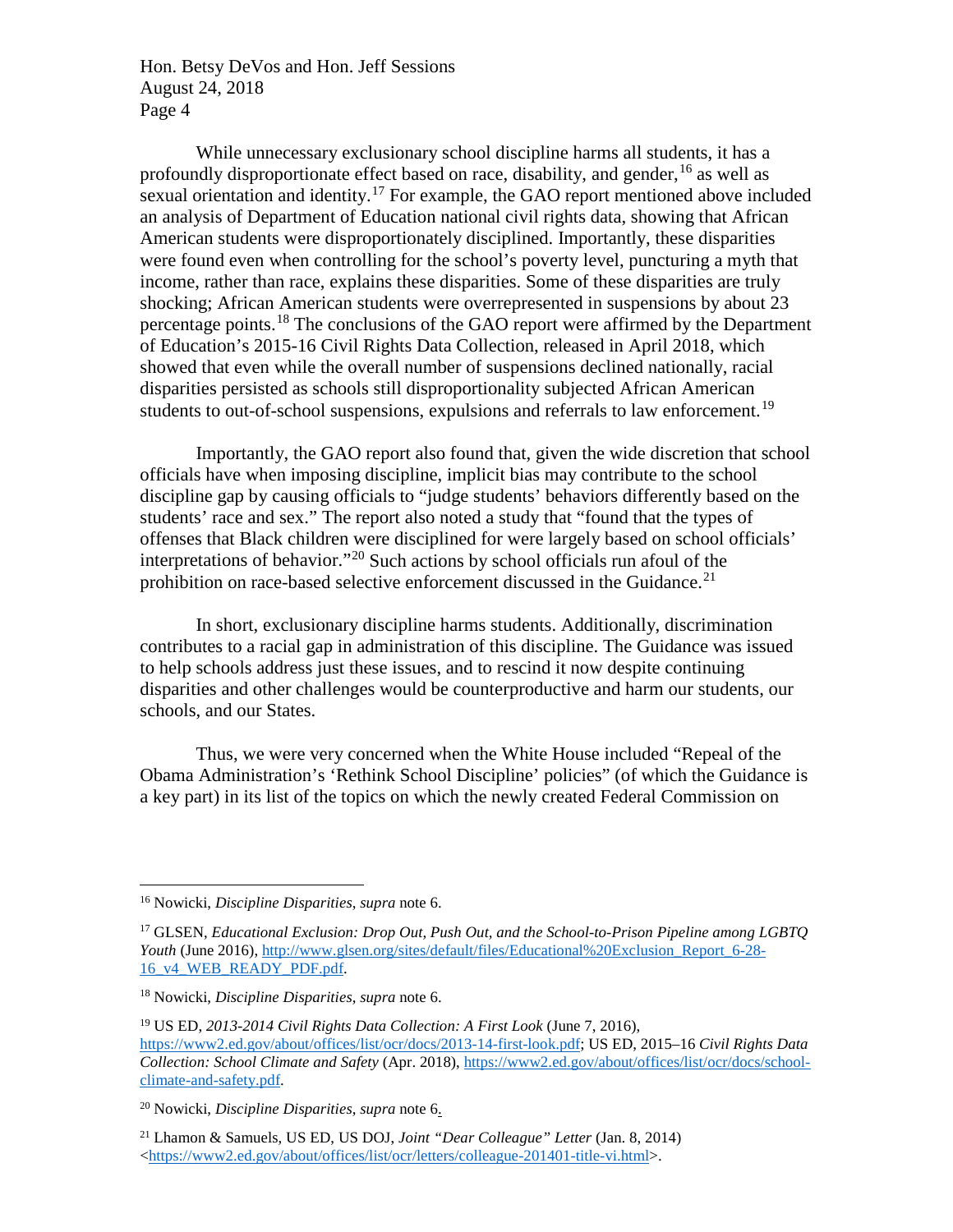While unnecessary exclusionary school discipline harms all students, it has a profoundly disproportionate effect based on race, disability, and gender,[16] as well as sexual orientation and identity.[17] For example, the GAO report mentioned above included an analysis of Department of Education national civil rights data, showing that African American students were disproportionately disciplined. Importantly, these disparities were found even when controlling for the school's poverty level, puncturing a myth that income, rather than race, explains these disparities. Some of these disparities are truly shocking; African American students were overrepresented in suspensions by about 23 percentage points.[18] The conclusions of the GAO report were affirmed by the Department of Education's 2015-16 Civil Rights Data Collection, released in April 2018, which showed that even while the overall number of suspensions declined nationally, racial disparities persisted as schools still disproportionality subjected African American students to out-of-school suspensions, expulsions and referrals to law enforcement.[19]

Importantly, the GAO report also found that, given the wide discretion that school officials have when imposing discipline, implicit bias may contribute to the school discipline gap by causing officials to "judge students' behaviors differently based on the students' race and sex." The report also noted a study that "found that the types of offenses that Black children were disciplined for were largely based on school officials' interpretations of behavior."[20] Such actions by school officials run afoul of the prohibition on race-based selective enforcement discussed in the Guidance.[21]

In short, exclusionary discipline harms students. Additionally, discrimination contributes to a racial gap in administration of this discipline. The Guidance was issued to help schools address just these issues, and to rescind it now despite continuing disparities and other challenges would be counterproductive and harm our students, our schools, and our States.

Thus, we were very concerned when the White House included "Repeal of the Obama Administration's 'Rethink School Discipline' policies" (of which the Guidance is a key part) in its list of the topics on which the newly created Federal Commission on

---

[16] Nowicki, *Discipline Disparities*, *supra* note 6.

[17] GLSEN, *Educational Exclusion: Drop Out, Push Out, and the School-to-Prison Pipeline among LGBTQ Youth* (June 2016), http://www.glsen.org/sites/default/files/Educational%20Exclusion_Report_6-28-16_v4_WEB_READY_PDF.pdf.

[18] Nowicki, *Discipline Disparities*, *supra* note 6.

[19] US ED, *2013-2014 Civil Rights Data Collection: A First Look* (June 7, 2016), https://www2.ed.gov/about/offices/list/ocr/docs/2013-14-first-look.pdf; US ED, 2015–16 *Civil Rights Data Collection: School Climate and Safety* (Apr. 2018), https://www2.ed.gov/about/offices/list/ocr/docs/school-climate-and-safety.pdf.

[20] Nowicki, *Discipline Disparities*, *supra* note 6.

[21] Lhamon & Samuels, US ED, US DOJ, *Joint "Dear Colleague" Letter* (Jan. 8, 2014) <https://www2.ed.gov/about/offices/list/ocr/letters/colleague-201401-title-vi.html>.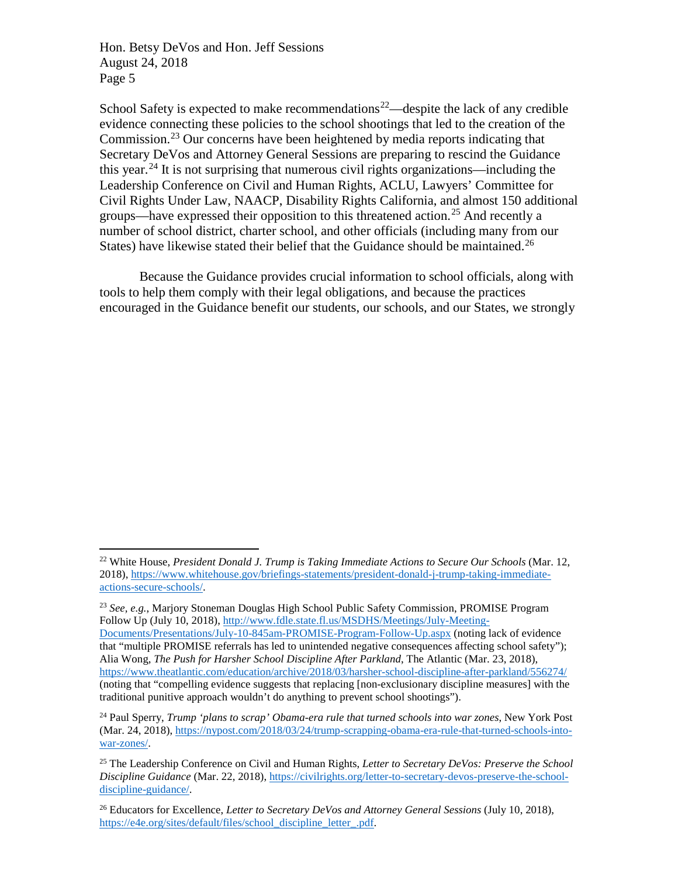School Safety is expected to make recommendations[22]—despite the lack of any credible evidence connecting these policies to the school shootings that led to the creation of the Commission.[23] Our concerns have been heightened by media reports indicating that Secretary DeVos and Attorney General Sessions are preparing to rescind the Guidance this year.[24] It is not surprising that numerous civil rights organizations—including the Leadership Conference on Civil and Human Rights, ACLU, Lawyers' Committee for Civil Rights Under Law, NAACP, Disability Rights California, and almost 150 additional groups—have expressed their opposition to this threatened action.[25] And recently a number of school district, charter school, and other officials (including many from our States) have likewise stated their belief that the Guidance should be maintained.[26]

Because the Guidance provides crucial information to school officials, along with tools to help them comply with their legal obligations, and because the practices encouraged in the Guidance benefit our students, our schools, and our States, we strongly

---

[22] White House, *President Donald J. Trump is Taking Immediate Actions to Secure Our Schools* (Mar. 12, 2018), https://www.whitehouse.gov/briefings-statements/president-donald-j-trump-taking-immediate-actions-secure-schools/.

[23] *See, e.g.*, Marjory Stoneman Douglas High School Public Safety Commission, PROMISE Program Follow Up (July 10, 2018), http://www.fdle.state.fl.us/MSDHS/Meetings/July-Meeting-Documents/Presentations/July-10-845am-PROMISE-Program-Follow-Up.aspx (noting lack of evidence that "multiple PROMISE referrals has led to unintended negative consequences affecting school safety"); Alia Wong, *The Push for Harsher School Discipline After Parkland*, The Atlantic (Mar. 23, 2018), https://www.theatlantic.com/education/archive/2018/03/harsher-school-discipline-after-parkland/556274/ (noting that "compelling evidence suggests that replacing [non-exclusionary discipline measures] with the traditional punitive approach wouldn't do anything to prevent school shootings").

[24] Paul Sperry, *Trump 'plans to scrap' Obama-era rule that turned schools into war zones*, New York Post (Mar. 24, 2018), https://nypost.com/2018/03/24/trump-scrapping-obama-era-rule-that-turned-schools-into-war-zones/.

[25] The Leadership Conference on Civil and Human Rights, *Letter to Secretary DeVos: Preserve the School Discipline Guidance* (Mar. 22, 2018), https://civilrights.org/letter-to-secretary-devos-preserve-the-school-discipline-guidance/.

[26] Educators for Excellence, *Letter to Secretary DeVos and Attorney General Sessions* (July 10, 2018), https://e4e.org/sites/default/files/school_discipline_letter_.pdf.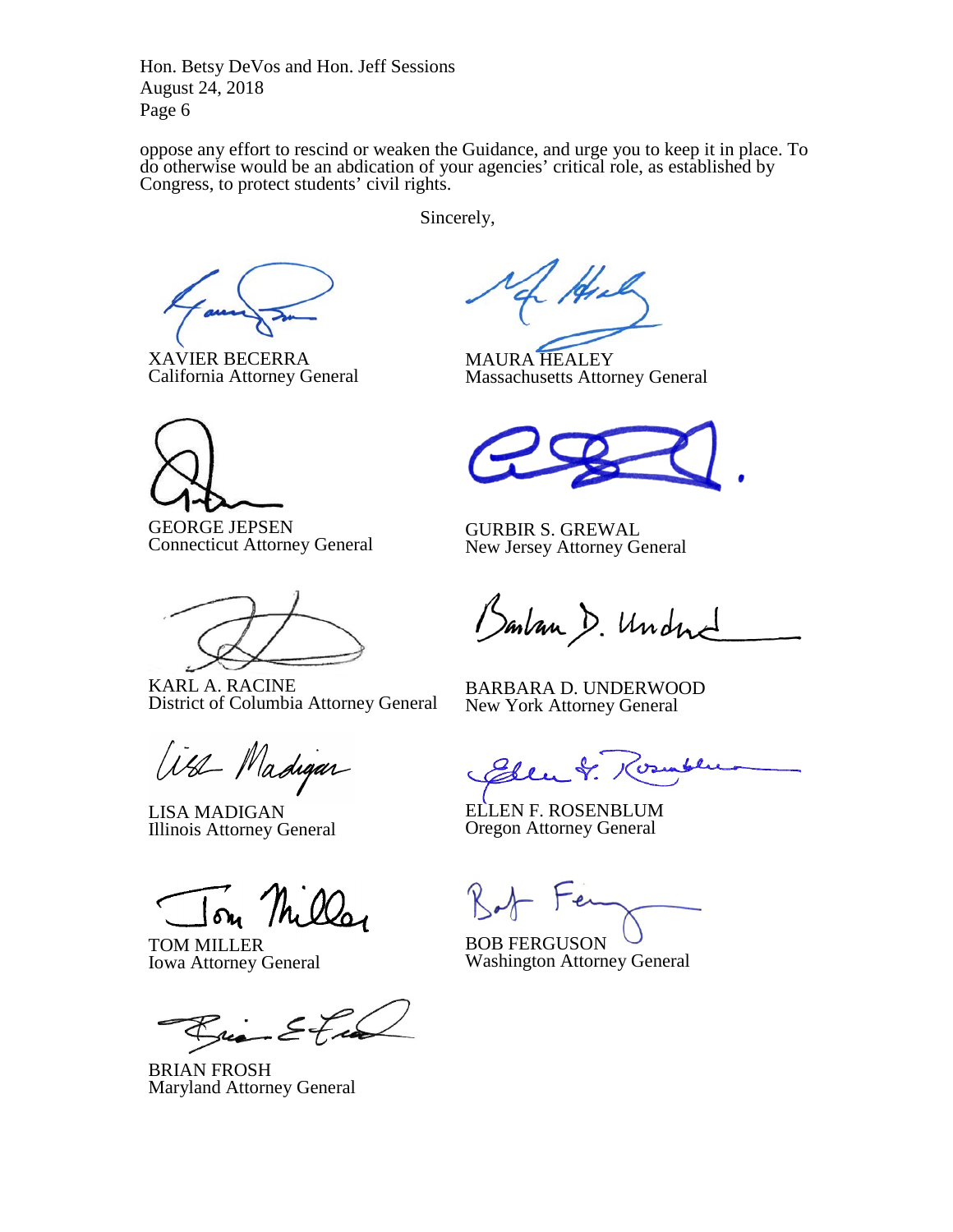oppose any effort to rescind or weaken the Guidance, and urge you to keep it in place. To do otherwise would be an abdication of your agencies' critical role, as established by Congress, to protect students' civil rights.

Sincerely,

XAVIER BECERRA
California Attorney General

MAURA HEALEY
Massachusetts Attorney General

GEORGE JEPSEN
Connecticut Attorney General

GURBIR S. GREWAL
New Jersey Attorney General

KARL A. RACINE
District of Columbia Attorney General

BARBARA D. UNDERWOOD
New York Attorney General

LISA MADIGAN
Illinois Attorney General

ELLEN F. ROSENBLUM
Oregon Attorney General

TOM MILLER
Iowa Attorney General

BOB FERGUSON
Washington Attorney General

BRIAN FROSH
Maryland Attorney General